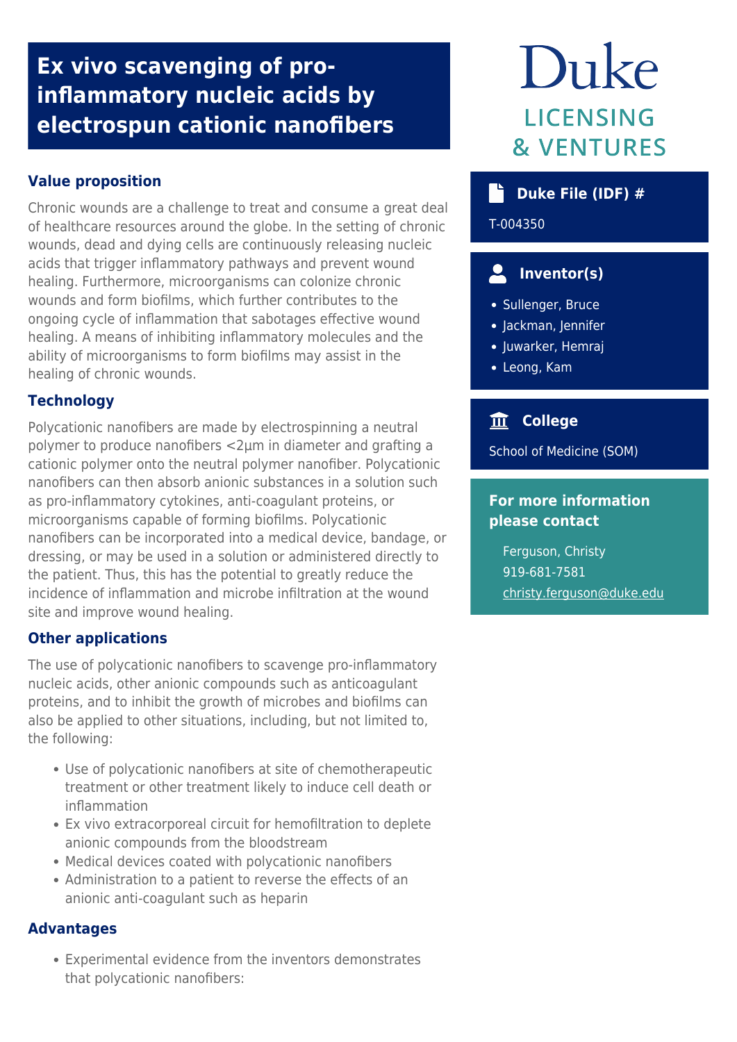# Ex vivo scavenging of pro-inflammatory nucleic acids by electrospun cationic nanofibers

Duke LICENSING & VENTURES

## Value proposition

Chronic wounds are a challenge to treat and consume a great deal of healthcare resources around the globe. In the setting of chronic wounds, dead and dying cells are continuously releasing nucleic acids that trigger inflammatory pathways and prevent wound healing. Furthermore, microorganisms can colonize chronic wounds and form biofilms, which further contributes to the ongoing cycle of inflammation that sabotages effective wound healing. A means of inhibiting inflammatory molecules and the ability of microorganisms to form biofilms may assist in the healing of chronic wounds.

## Technology

Polycationic nanofibers are made by electrospinning a neutral polymer to produce nanofibers <2µm in diameter and grafting a cationic polymer onto the neutral polymer nanofiber. Polycationic nanofibers can then absorb anionic substances in a solution such as pro-inflammatory cytokines, anti-coagulant proteins, or microorganisms capable of forming biofilms. Polycationic nanofibers can be incorporated into a medical device, bandage, or dressing, or may be used in a solution or administered directly to the patient. Thus, this has the potential to greatly reduce the incidence of inflammation and microbe infiltration at the wound site and improve wound healing.

## Other applications

The use of polycationic nanofibers to scavenge pro-inflammatory nucleic acids, other anionic compounds such as anticoagulant proteins, and to inhibit the growth of microbes and biofilms can also be applied to other situations, including, but not limited to, the following:

- Use of polycationic nanofibers at site of chemotherapeutic treatment or other treatment likely to induce cell death or inflammation
- Ex vivo extracorporeal circuit for hemofiltration to deplete anionic compounds from the bloodstream
- Medical devices coated with polycationic nanofibers
- Administration to a patient to reverse the effects of an anionic anti-coagulant such as heparin

## Advantages

- Experimental evidence from the inventors demonstrates that polycationic nanofibers:

### Duke File (IDF) #

T-004350

### Inventor(s)

- Sullenger, Bruce
- Jackman, Jennifer
- Juwarker, Hemraj
- Leong, Kam

### College

School of Medicine (SOM)

### For more information please contact

Ferguson, Christy
919-681-7581
christy.ferguson@duke.edu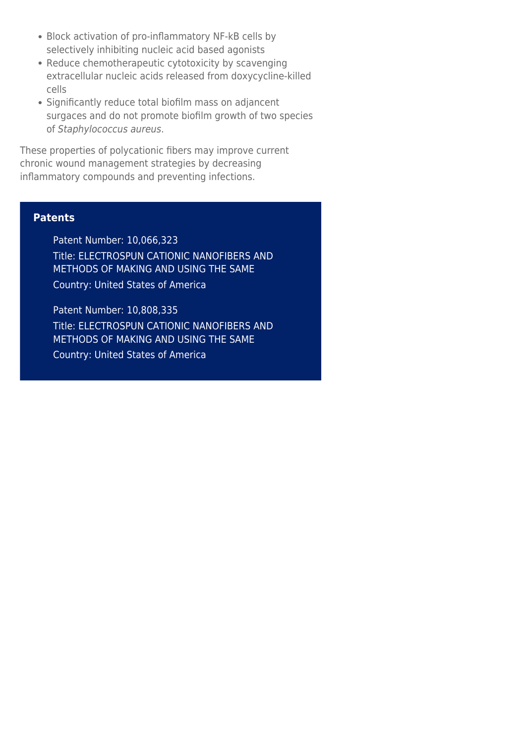- Block activation of pro-inflammatory NF-kB cells by selectively inhibiting nucleic acid based agonists
- Reduce chemotherapeutic cytotoxicity by scavenging extracellular nucleic acids released from doxycycline-killed cells
- Significantly reduce total biofilm mass on adjancent surgaces and do not promote biofilm growth of two species of *Staphylococcus aureus*.

These properties of polycationic fibers may improve current chronic wound management strategies by decreasing inflammatory compounds and preventing infections.

## Patents

Patent Number: 10,066,323

Title: ELECTROSPUN CATIONIC NANOFIBERS AND METHODS OF MAKING AND USING THE SAME

Country: United States of America

Patent Number: 10,808,335

Title: ELECTROSPUN CATIONIC NANOFIBERS AND METHODS OF MAKING AND USING THE SAME

Country: United States of America